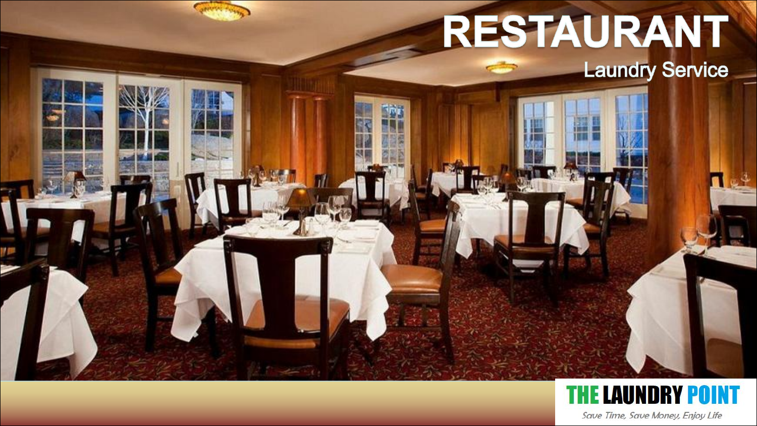# RESTAURANT

## Laundry Service

THE LAUNDRY POINT

*Save Time, Save Money, Enjoy Life*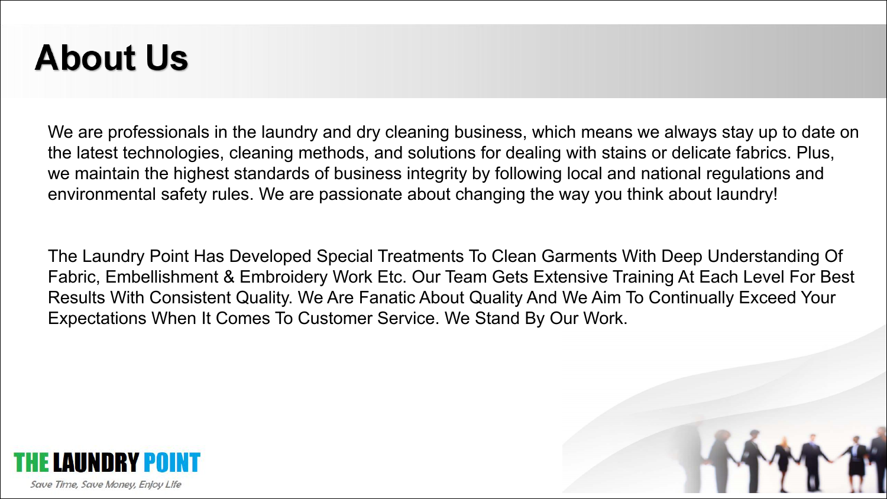# About Us

We are professionals in the laundry and dry cleaning business, which means we always stay up to date on the latest technologies, cleaning methods, and solutions for dealing with stains or delicate fabrics. Plus, we maintain the highest standards of business integrity by following local and national regulations and environmental safety rules. We are passionate about changing the way you think about laundry!

The Laundry Point Has Developed Special Treatments To Clean Garments With Deep Understanding Of Fabric, Embellishment & Embroidery Work Etc. Our Team Gets Extensive Training At Each Level For Best Results With Consistent Quality. We Are Fanatic About Quality And We Aim To Continually Exceed Your Expectations When It Comes To Customer Service. We Stand By Our Work.

**THE LAUNDRY POINT**

*Save Time, Save Money, Enjoy Life*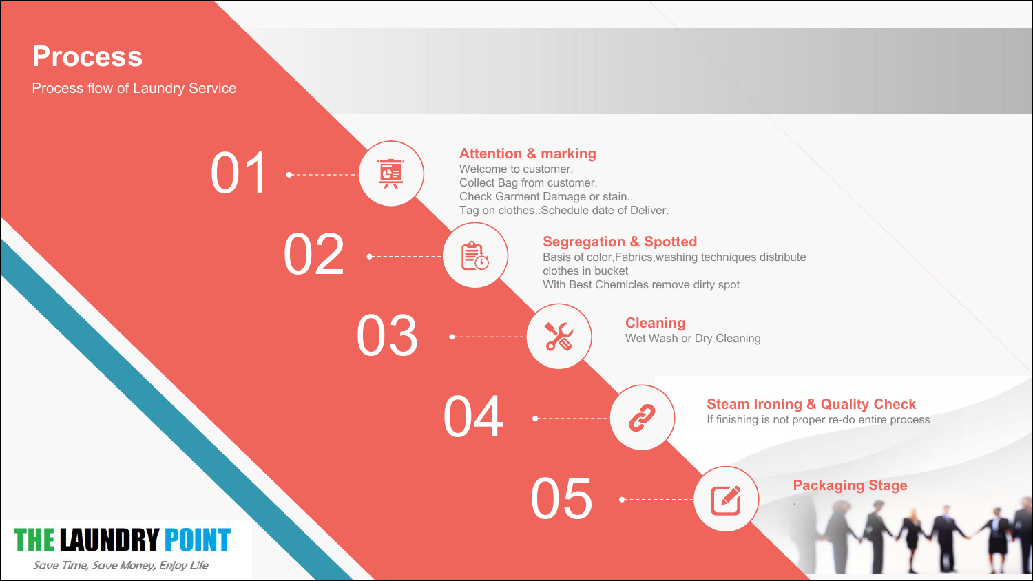# Process

Process flow of Laundry Service

## 01 Attention & marking

Welcome to customer.
Collect Bag from customer.
Check Garment Damage or stain..
Tag on clothes..Schedule date of Deliver.

## 02 Segregation & Spotted

Basis of color,Fabrics,washing techniques distribute clothes in bucket
With Best Chemicles remove dirty spot

## 03 Cleaning

Wet Wash or Dry Cleaning

## 04 Steam Ironing & Quality Check

If finishing is not proper re-do entire process

## 05 Packaging Stage

THE LAUNDRY POINT

*Save Time, Save Money, Enjoy Life*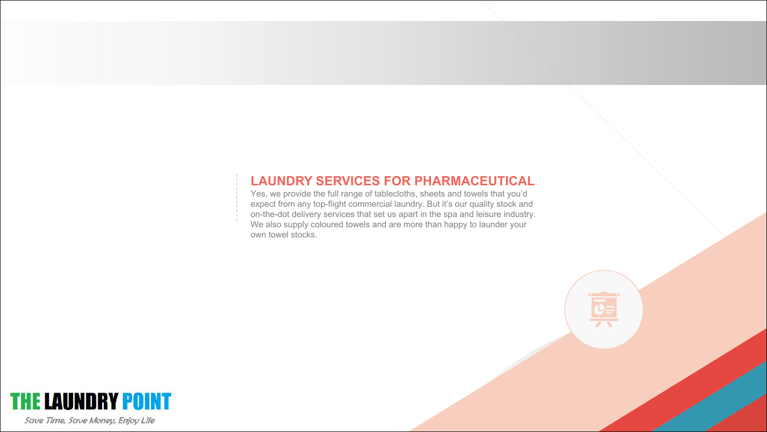## LAUNDRY SERVICES FOR PHARMACEUTICAL

Yes, we provide the full range of tablecloths, sheets and towels that you'd expect from any top-flight commercial laundry. But it's our quality stock and on-the-dot delivery services that set us apart in the spa and leisure industry. We also supply coloured towels and are more than happy to launder your own towel stocks.

**THE LAUNDRY POINT**

*Save Time, Save Money, Enjoy Life*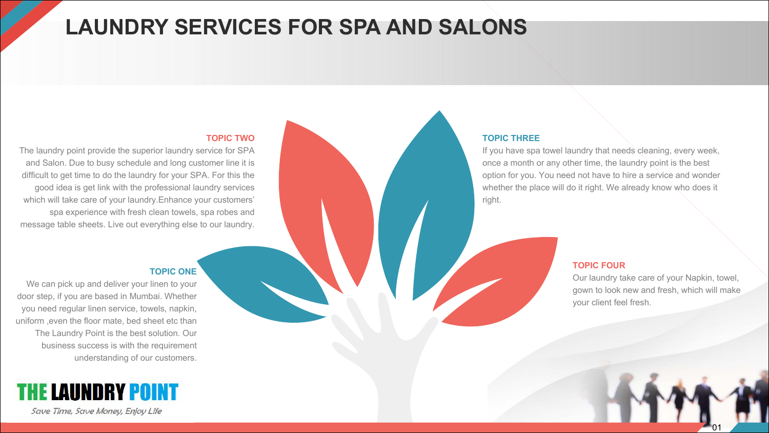# LAUNDRY SERVICES FOR SPA AND SALONS

### TOPIC ONE

We can pick up and deliver your linen to your door step, if you are based in Mumbai. Whether you need regular linen service, towels, napkin, uniform ,even the floor mate, bed sheet etc than The Laundry Point is the best solution. Our business success is with the requirement understanding of our customers.

### TOPIC TWO

The laundry point provide the superior laundry service for SPA and Salon. Due to busy schedule and long customer line it is difficult to get time to do the laundry for your SPA. For this the good idea is get link with the professional laundry services which will take care of your laundry.Enhance your customers' spa experience with fresh clean towels, spa robes and message table sheets. Live out everything else to our laundry.

### TOPIC THREE

If you have spa towel laundry that needs cleaning, every week, once a month or any other time, the laundry point is the best option for you. You need not have to hire a service and wonder whether the place will do it right. We already know who does it right.

### TOPIC FOUR

Our laundry take care of your Napkin, towel, gown to look new and fresh, which will make your client feel fresh.

**THE LAUNDRY POINT**

*Save Time, Save Money, Enjoy Life*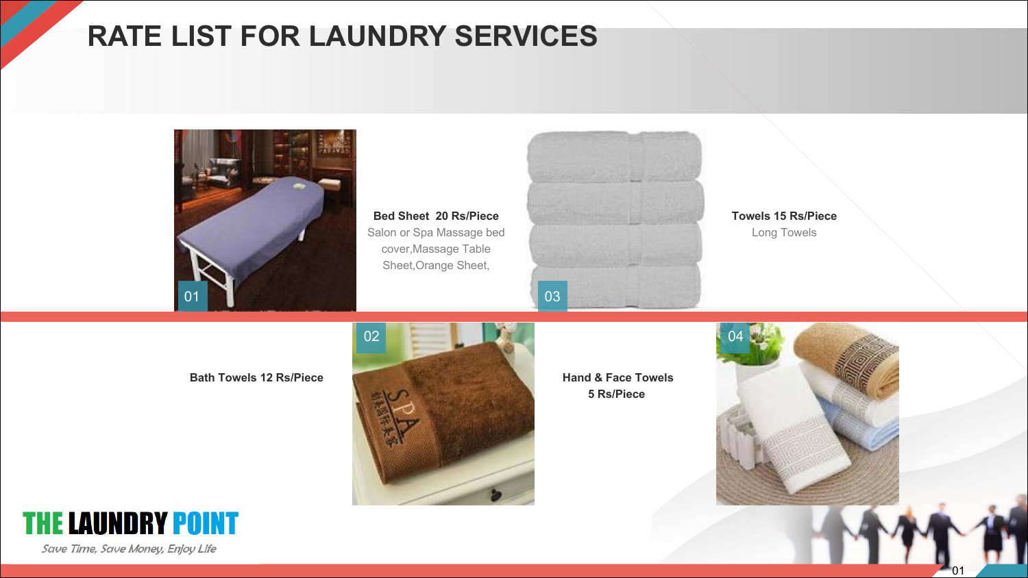# RATE LIST FOR LAUNDRY SERVICES

01

**Bed Sheet 20 Rs/Piece**

Salon or Spa Massage bed cover,Massage Table Sheet,Orange Sheet,

03

**Towels 15 Rs/Piece**

Long Towels

02

**Bath Towels 12 Rs/Piece**

04

**Hand & Face Towels**
**5 Rs/Piece**

**THE LAUNDRY POINT**

*Save Time, Save Money, Enjoy Life*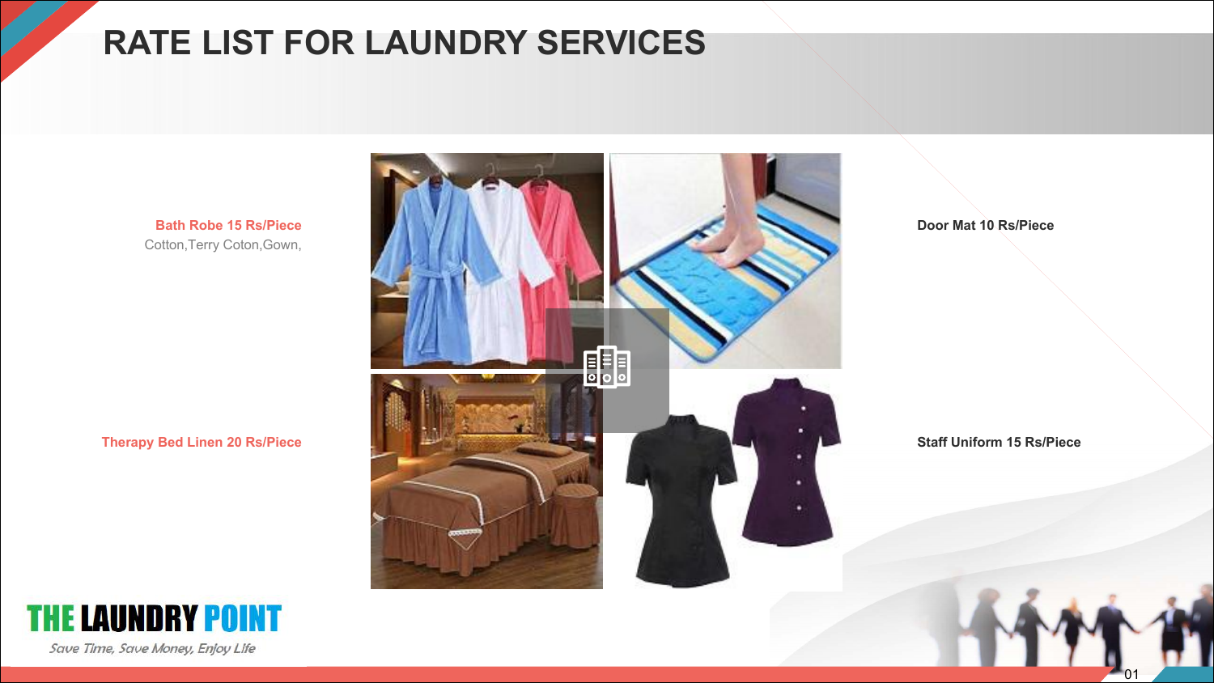# RATE LIST FOR LAUNDRY SERVICES

**Bath Robe 15 Rs/Piece**
Cotton,Terry Coton,Gown,

**Door Mat 10 Rs/Piece**

**Therapy Bed Linen 20 Rs/Piece**

**Staff Uniform 15 Rs/Piece**

**THE LAUNDRY POINT**

*Save Time, Save Money, Enjoy Life*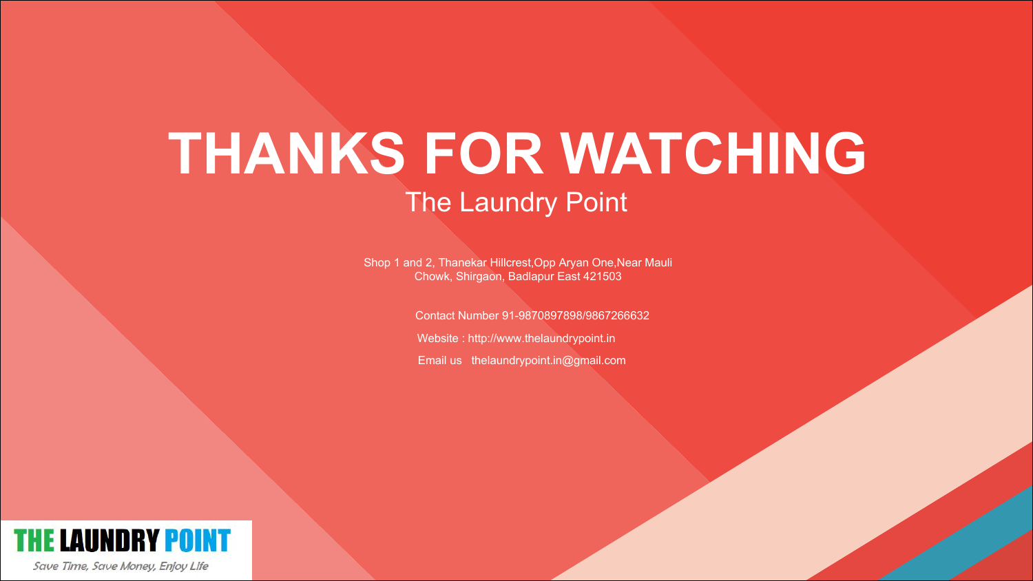# THANKS FOR WATCHING

## The Laundry Point

Shop 1 and 2, Thanekar Hillcrest,Opp Aryan One,Near Mauli Chowk, Shirgaon, Badlapur East 421503

Contact Number 91-9870897898/9867266632

Website : http://www.thelaundrypoint.in

Email us thelaundrypoint.in@gmail.com

THE LAUNDRY POINT

*Save Time, Save Money, Enjoy Life*